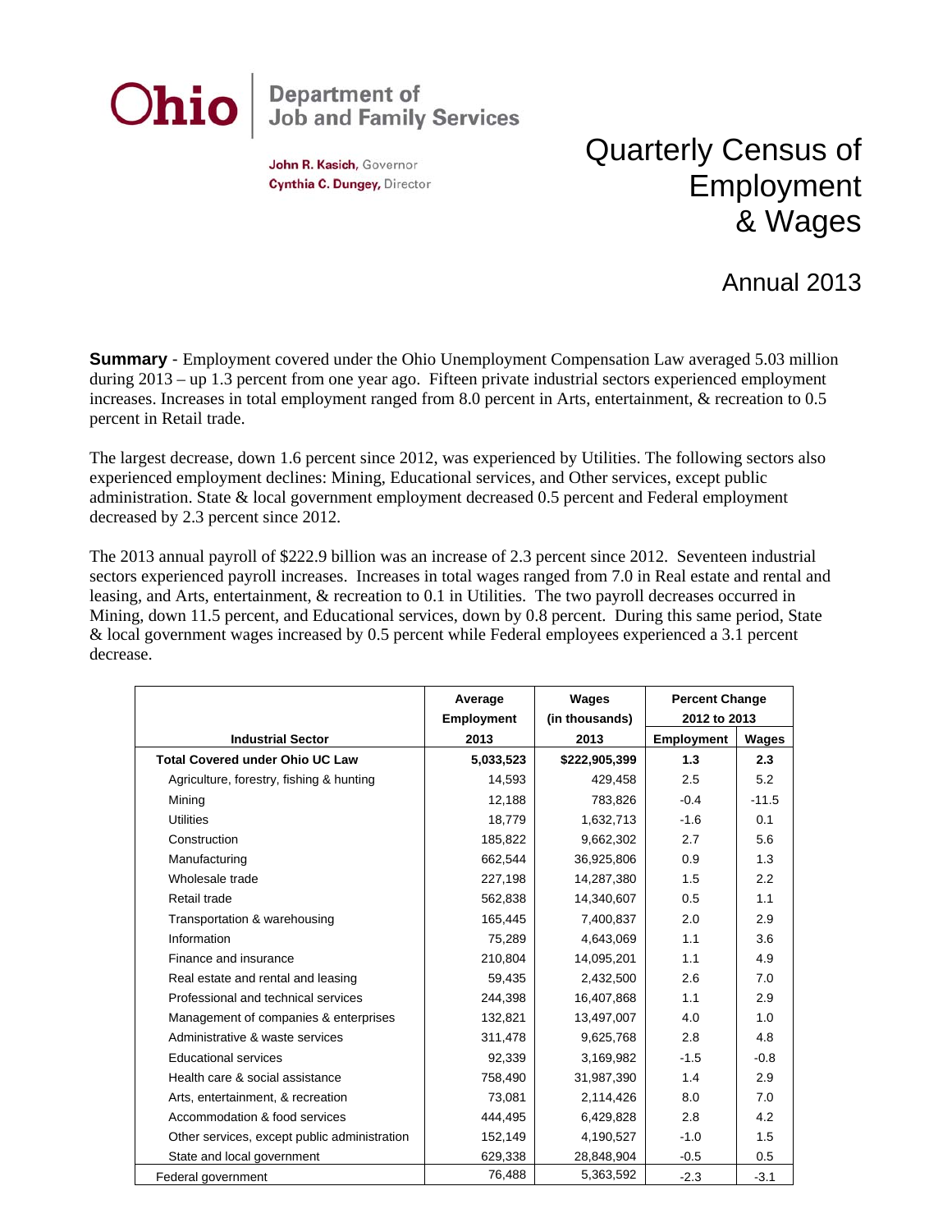**Ohio** | Department of Job and Family Services

**John R. Kasich**, Governor
**Cynthia C. Dungey**, Director

# Quarterly Census of Employment & Wages

## Annual 2013

**Summary** - Employment covered under the Ohio Unemployment Compensation Law averaged 5.03 million during 2013 – up 1.3 percent from one year ago. Fifteen private industrial sectors experienced employment increases. Increases in total employment ranged from 8.0 percent in Arts, entertainment, & recreation to 0.5 percent in Retail trade.

The largest decrease, down 1.6 percent since 2012, was experienced by Utilities. The following sectors also experienced employment declines: Mining, Educational services, and Other services, except public administration. State & local government employment decreased 0.5 percent and Federal employment decreased by 2.3 percent since 2012.

The 2013 annual payroll of $222.9 billion was an increase of 2.3 percent since 2012. Seventeen industrial sectors experienced payroll increases. Increases in total wages ranged from 7.0 in Real estate and rental and leasing, and Arts, entertainment, & recreation to 0.1 in Utilities. The two payroll decreases occurred in Mining, down 11.5 percent, and Educational services, down by 0.8 percent. During this same period, State & local government wages increased by 0.5 percent while Federal employees experienced a 3.1 percent decrease.

| Industrial Sector | Average Employment 2013 | Wages (in thousands) 2013 | Percent Change 2012 to 2013 | |
|---|---|---|---|---|
| | | | Employment | Wages |
| **Total Covered under Ohio UC Law** | **5,033,523** | **$222,905,399** | **1.3** | **2.3** |
| Agriculture, forestry, fishing & hunting | 14,593 | 429,458 | 2.5 | 5.2 |
| Mining | 12,188 | 783,826 | -0.4 | -11.5 |
| Utilities | 18,779 | 1,632,713 | -1.6 | 0.1 |
| Construction | 185,822 | 9,662,302 | 2.7 | 5.6 |
| Manufacturing | 662,544 | 36,925,806 | 0.9 | 1.3 |
| Wholesale trade | 227,198 | 14,287,380 | 1.5 | 2.2 |
| Retail trade | 562,838 | 14,340,607 | 0.5 | 1.1 |
| Transportation & warehousing | 165,445 | 7,400,837 | 2.0 | 2.9 |
| Information | 75,289 | 4,643,069 | 1.1 | 3.6 |
| Finance and insurance | 210,804 | 14,095,201 | 1.1 | 4.9 |
| Real estate and rental and leasing | 59,435 | 2,432,500 | 2.6 | 7.0 |
| Professional and technical services | 244,398 | 16,407,868 | 1.1 | 2.9 |
| Management of companies & enterprises | 132,821 | 13,497,007 | 4.0 | 1.0 |
| Administrative & waste services | 311,478 | 9,625,768 | 2.8 | 4.8 |
| Educational services | 92,339 | 3,169,982 | -1.5 | -0.8 |
| Health care & social assistance | 758,490 | 31,987,390 | 1.4 | 2.9 |
| Arts, entertainment, & recreation | 73,081 | 2,114,426 | 8.0 | 7.0 |
| Accommodation & food services | 444,495 | 6,429,828 | 2.8 | 4.2 |
| Other services, except public administration | 152,149 | 4,190,527 | -1.0 | 1.5 |
| State and local government | 629,338 | 28,848,904 | -0.5 | 0.5 |
| Federal government | 76,488 | 5,363,592 | -2.3 | -3.1 |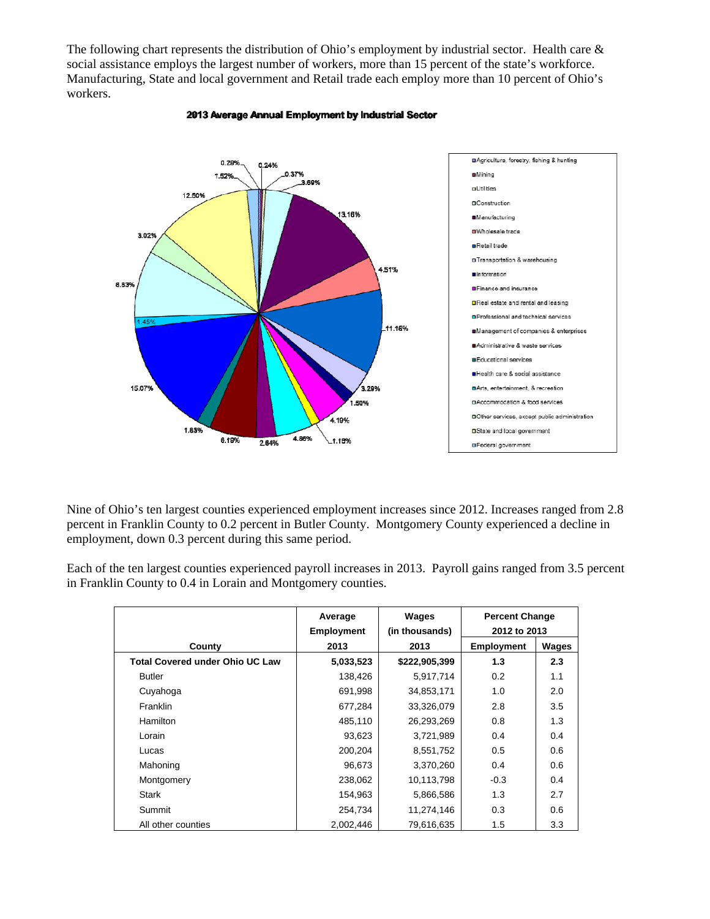The following chart represents the distribution of Ohio's employment by industrial sector. Health care & social assistance employs the largest number of workers, more than 15 percent of the state's workforce. Manufacturing, State and local government and Retail trade each employ more than 10 percent of Ohio's workers.

**2013 Average Annual Employment by Industrial Sector**

Nine of Ohio's ten largest counties experienced employment increases since 2012. Increases ranged from 2.8 percent in Franklin County to 0.2 percent in Butler County. Montgomery County experienced a decline in employment, down 0.3 percent during this same period.

Each of the ten largest counties experienced payroll increases in 2013. Payroll gains ranged from 3.5 percent in Franklin County to 0.4 in Lorain and Montgomery counties.

| County | Average Employment 2013 | Wages (in thousands) 2013 | Percent Change 2012 to 2013 | |
|---|---|---|---|---|
| | | | Employment | Wages |
| **Total Covered under Ohio UC Law** | **5,033,523** | **$222,905,399** | **1.3** | **2.3** |
| Butler | 138,426 | 5,917,714 | 0.2 | 1.1 |
| Cuyahoga | 691,998 | 34,853,171 | 1.0 | 2.0 |
| Franklin | 677,284 | 33,326,079 | 2.8 | 3.5 |
| Hamilton | 485,110 | 26,293,269 | 0.8 | 1.3 |
| Lorain | 93,623 | 3,721,989 | 0.4 | 0.4 |
| Lucas | 200,204 | 8,551,752 | 0.5 | 0.6 |
| Mahoning | 96,673 | 3,370,260 | 0.4 | 0.6 |
| Montgomery | 238,062 | 10,113,798 | -0.3 | 0.4 |
| Stark | 154,963 | 5,866,586 | 1.3 | 2.7 |
| Summit | 254,734 | 11,274,146 | 0.3 | 0.6 |
| All other counties | 2,002,446 | 79,616,635 | 1.5 | 3.3 |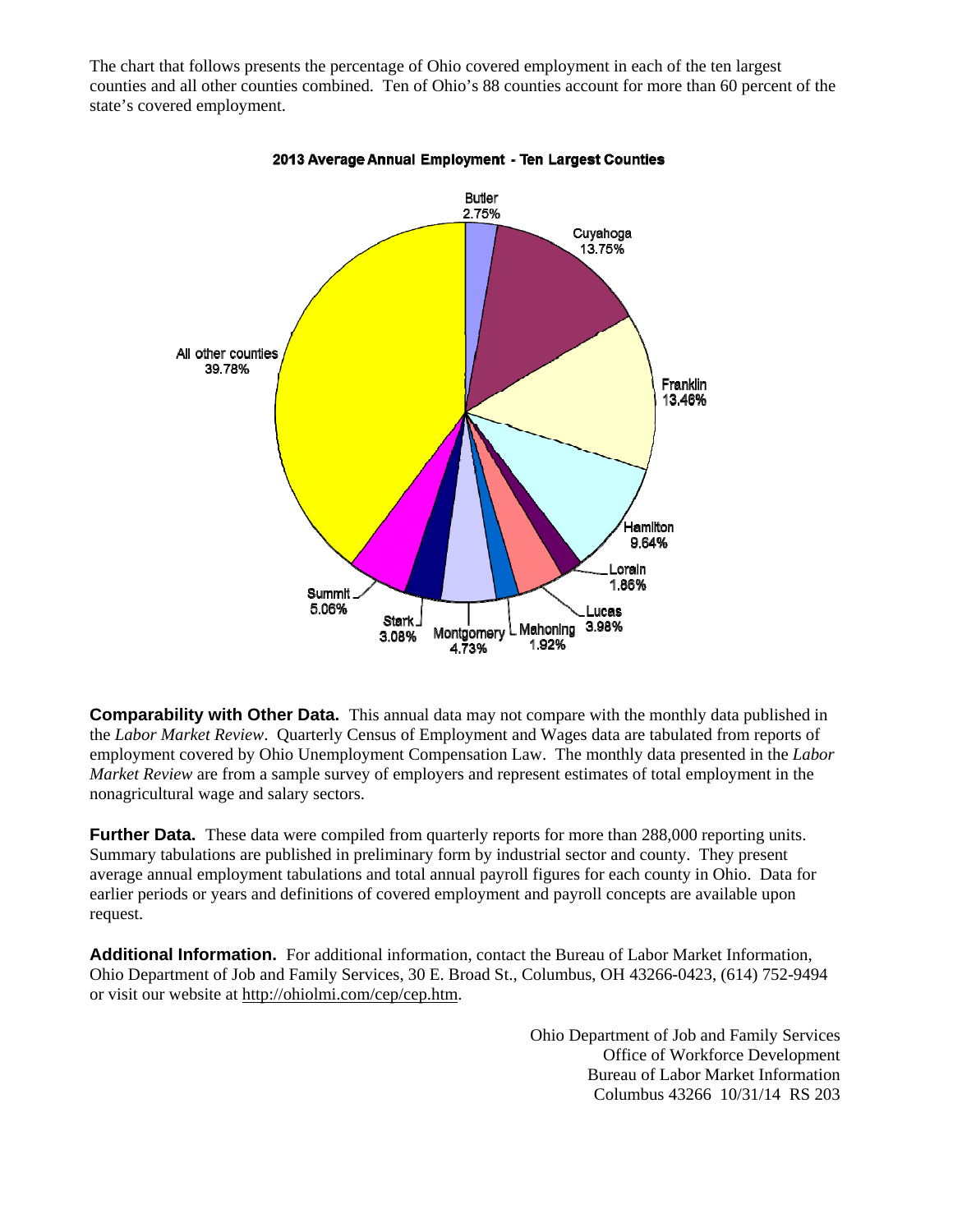The chart that follows presents the percentage of Ohio covered employment in each of the ten largest counties and all other counties combined. Ten of Ohio's 88 counties account for more than 60 percent of the state's covered employment.

**2013 Average Annual Employment - Ten Largest Counties**

Butler
2.75%

Cuyahoga
13.75%

Franklin
13.46%

Hamilton
9.64%

Lorain
1.86%

Lucas
3.98%

Mahoning
1.92%

Montgomery
4.73%

Stark
3.08%

Summit
5.06%

All other counties
39.78%

**Comparability with Other Data.** This annual data may not compare with the monthly data published in the *Labor Market Review*. Quarterly Census of Employment and Wages data are tabulated from reports of employment covered by Ohio Unemployment Compensation Law. The monthly data presented in the *Labor Market Review* are from a sample survey of employers and represent estimates of total employment in the nonagricultural wage and salary sectors.

**Further Data.** These data were compiled from quarterly reports for more than 288,000 reporting units. Summary tabulations are published in preliminary form by industrial sector and county. They present average annual employment tabulations and total annual payroll figures for each county in Ohio. Data for earlier periods or years and definitions of covered employment and payroll concepts are available upon request.

**Additional Information.** For additional information, contact the Bureau of Labor Market Information, Ohio Department of Job and Family Services, 30 E. Broad St., Columbus, OH 43266-0423, (614) 752-9494 or visit our website at http://ohiolmi.com/cep/cep.htm.

Ohio Department of Job and Family Services
Office of Workforce Development
Bureau of Labor Market Information
Columbus 43266 10/31/14 RS 203